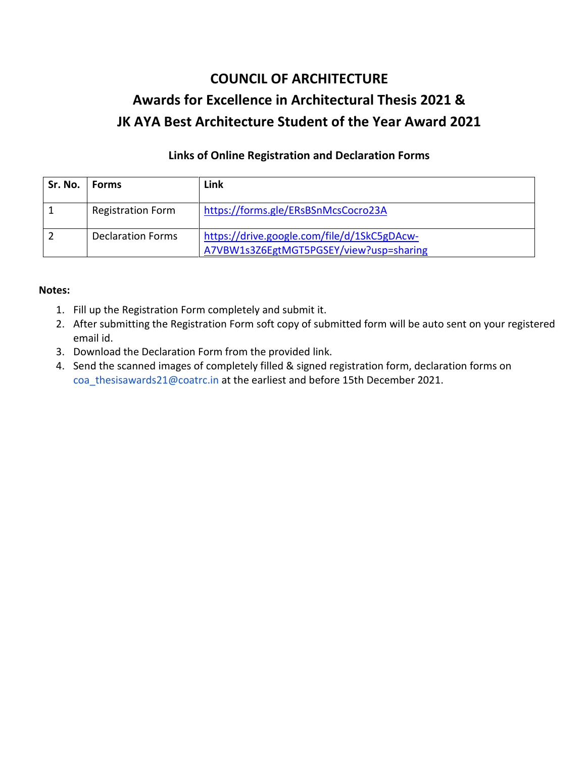# COUNCIL OF ARCHITECTURE

## Awards for Excellence in Architectural Thesis 2021 &

## JK AYA Best Architecture Student of the Year Award 2021

### Links of Online Registration and Declaration Forms

| Sr. No. | Forms | Link |
|---|---|---|
| 1 | Registration Form | https://forms.gle/ERsBSnMcsCocro23A |
| 2 | Declaration Forms | https://drive.google.com/file/d/1SkC5gDAcw-A7VBW1s3Z6EgtMGT5PGSEY/view?usp=sharing |

**Notes:**

1. Fill up the Registration Form completely and submit it.
2. After submitting the Registration Form soft copy of submitted form will be auto sent on your registered email id.
3. Download the Declaration Form from the provided link.
4. Send the scanned images of completely filled & signed registration form, declaration forms on coa_thesisawards21@coatrc.in at the earliest and before 15th December 2021.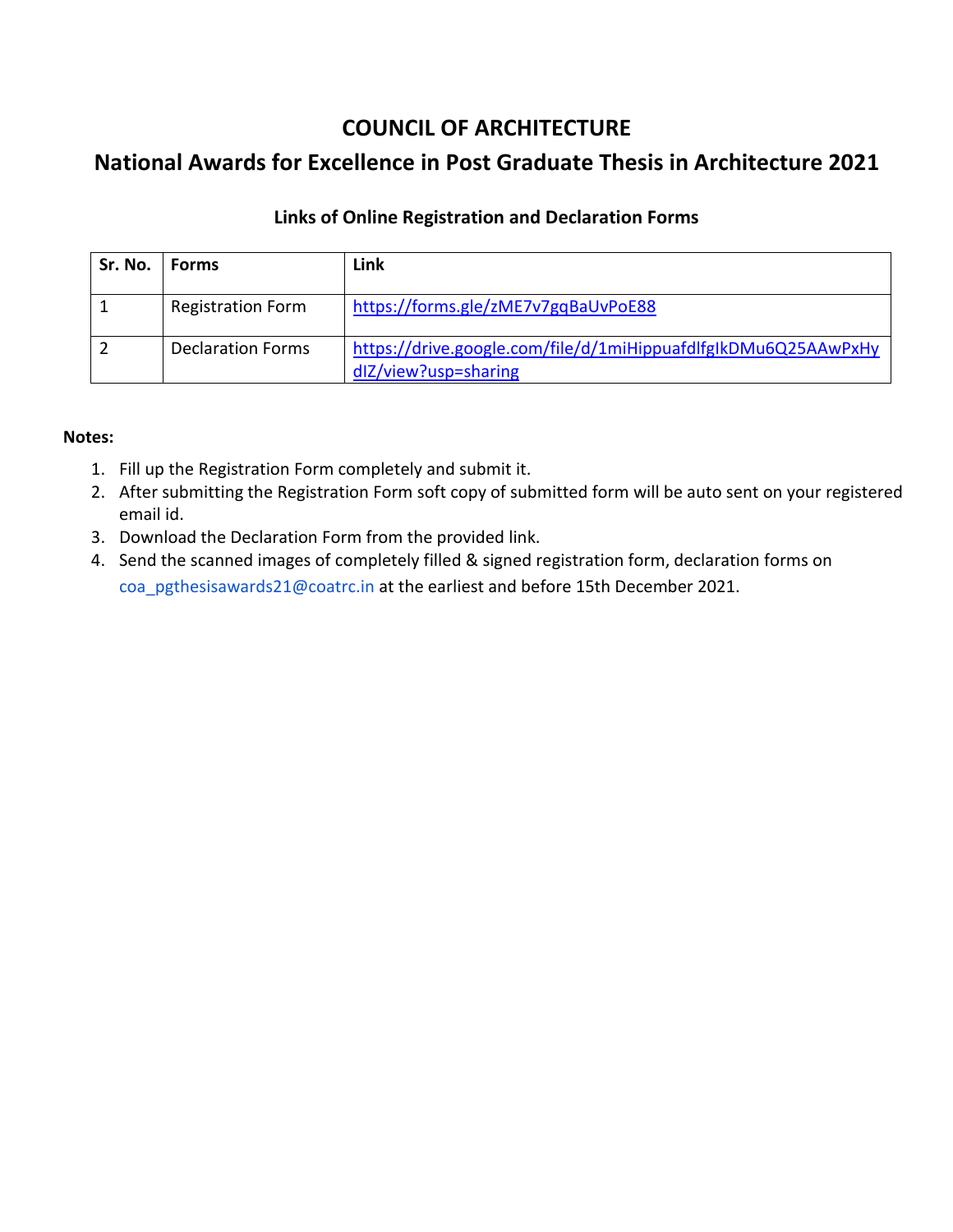# COUNCIL OF ARCHITECTURE

## National Awards for Excellence in Post Graduate Thesis in Architecture 2021

### Links of Online Registration and Declaration Forms

| Sr. No. | Forms | Link |
|---|---|---|
| 1 | Registration Form | https://forms.gle/zME7v7gqBaUvPoE88 |
| 2 | Declaration Forms | https://drive.google.com/file/d/1miHippuafdlfgIkDMu6Q25AAwPxHydIZ/view?usp=sharing |

**Notes:**

1. Fill up the Registration Form completely and submit it.
2. After submitting the Registration Form soft copy of submitted form will be auto sent on your registered email id.
3. Download the Declaration Form from the provided link.
4. Send the scanned images of completely filled & signed registration form, declaration forms on coa_pgthesisawards21@coatrc.in at the earliest and before 15th December 2021.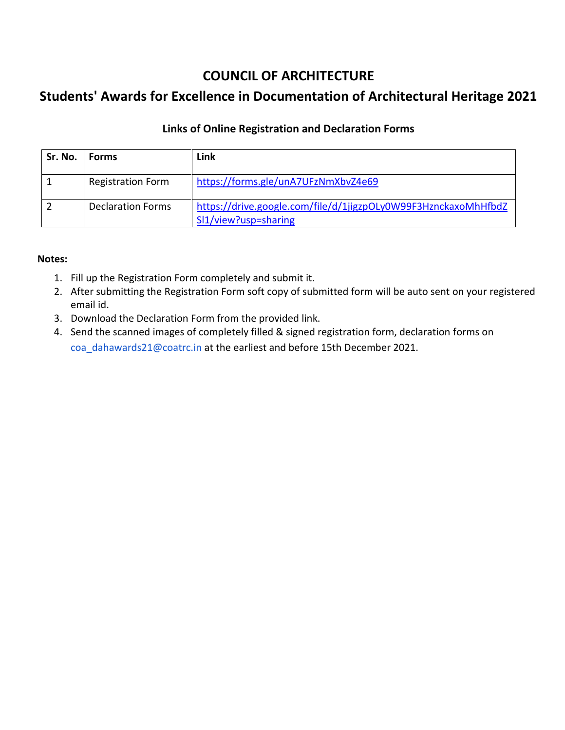# COUNCIL OF ARCHITECTURE

## Students' Awards for Excellence in Documentation of Architectural Heritage 2021

### Links of Online Registration and Declaration Forms

| Sr. No. | Forms | Link |
|---|---|---|
| 1 | Registration Form | https://forms.gle/unA7UFzNmXbvZ4e69 |
| 2 | Declaration Forms | https://drive.google.com/file/d/1jigzpOLy0W99F3HznckaxoMhHfbdZSl1/view?usp=sharing |

**Notes:**

1. Fill up the Registration Form completely and submit it.
2. After submitting the Registration Form soft copy of submitted form will be auto sent on your registered email id.
3. Download the Declaration Form from the provided link.
4. Send the scanned images of completely filled & signed registration form, declaration forms on coa_dahawards21@coatrc.in at the earliest and before 15th December 2021.